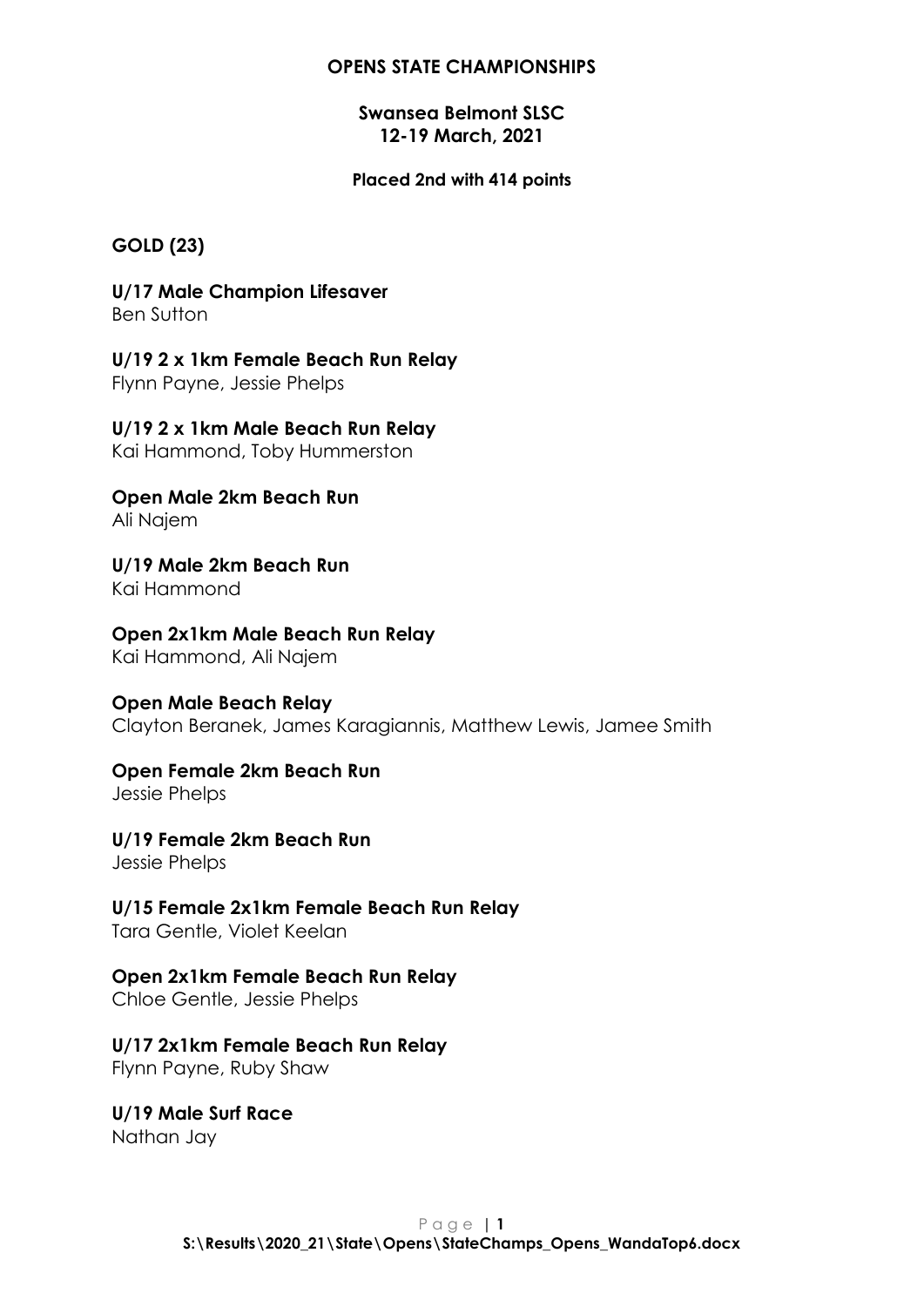**OPENS STATE CHAMPIONSHIPS**

**Swansea Belmont SLSC**
**12-19 March, 2021**

**Placed 2nd with 414 points**

**GOLD (23)**

**U/17 Male Champion Lifesaver**
Ben Sutton

**U/19 2 x 1km Female Beach Run Relay**
Flynn Payne, Jessie Phelps

**U/19 2 x 1km Male Beach Run Relay**
Kai Hammond, Toby Hummerston

**Open Male 2km Beach Run**
Ali Najem

**U/19 Male 2km Beach Run**
Kai Hammond

**Open 2x1km Male Beach Run Relay**
Kai Hammond, Ali Najem

**Open Male Beach Relay**
Clayton Beranek, James Karagiannis, Matthew Lewis, Jamee Smith

**Open Female 2km Beach Run**
Jessie Phelps

**U/19 Female 2km Beach Run**
Jessie Phelps

**U/15 Female 2x1km Female Beach Run Relay**
Tara Gentle, Violet Keelan

**Open 2x1km Female Beach Run Relay**
Chloe Gentle, Jessie Phelps

**U/17 2x1km Female Beach Run Relay**
Flynn Payne, Ruby Shaw

**U/19 Male Surf Race**
Nathan Jay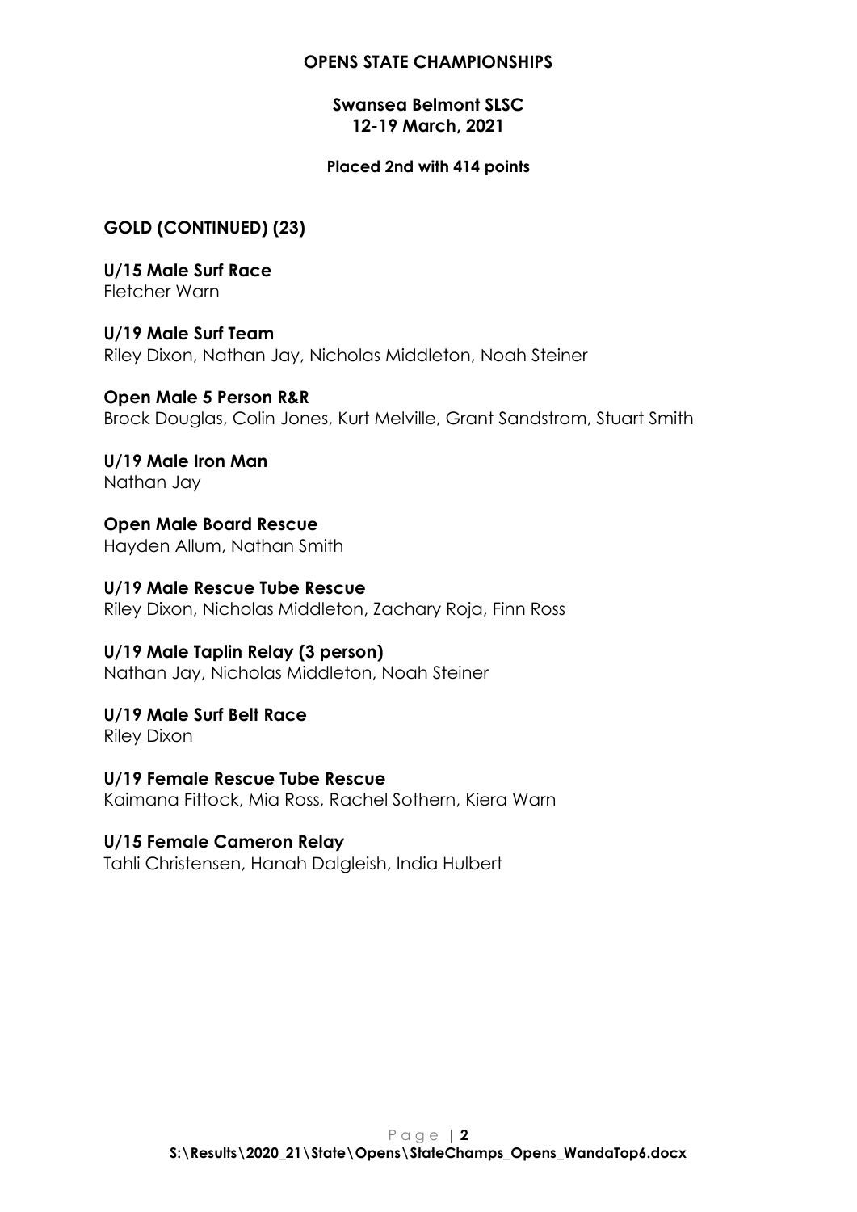**OPENS STATE CHAMPIONSHIPS**

**Swansea Belmont SLSC**
**12-19 March, 2021**

**Placed 2nd with 414 points**

## GOLD (CONTINUED) (23)

**U/15 Male Surf Race**
Fletcher Warn

**U/19 Male Surf Team**
Riley Dixon, Nathan Jay, Nicholas Middleton, Noah Steiner

**Open Male 5 Person R&R**
Brock Douglas, Colin Jones, Kurt Melville, Grant Sandstrom, Stuart Smith

**U/19 Male Iron Man**
Nathan Jay

**Open Male Board Rescue**
Hayden Allum, Nathan Smith

**U/19 Male Rescue Tube Rescue**
Riley Dixon, Nicholas Middleton, Zachary Roja, Finn Ross

**U/19 Male Taplin Relay (3 person)**
Nathan Jay, Nicholas Middleton, Noah Steiner

**U/19 Male Surf Belt Race**
Riley Dixon

**U/19 Female Rescue Tube Rescue**
Kaimana Fittock, Mia Ross, Rachel Sothern, Kiera Warn

**U/15 Female Cameron Relay**
Tahli Christensen, Hanah Dalgleish, India Hulbert

S:\Results\2020_21\State\Opens\StateChamps_Opens_WandaTop6.docx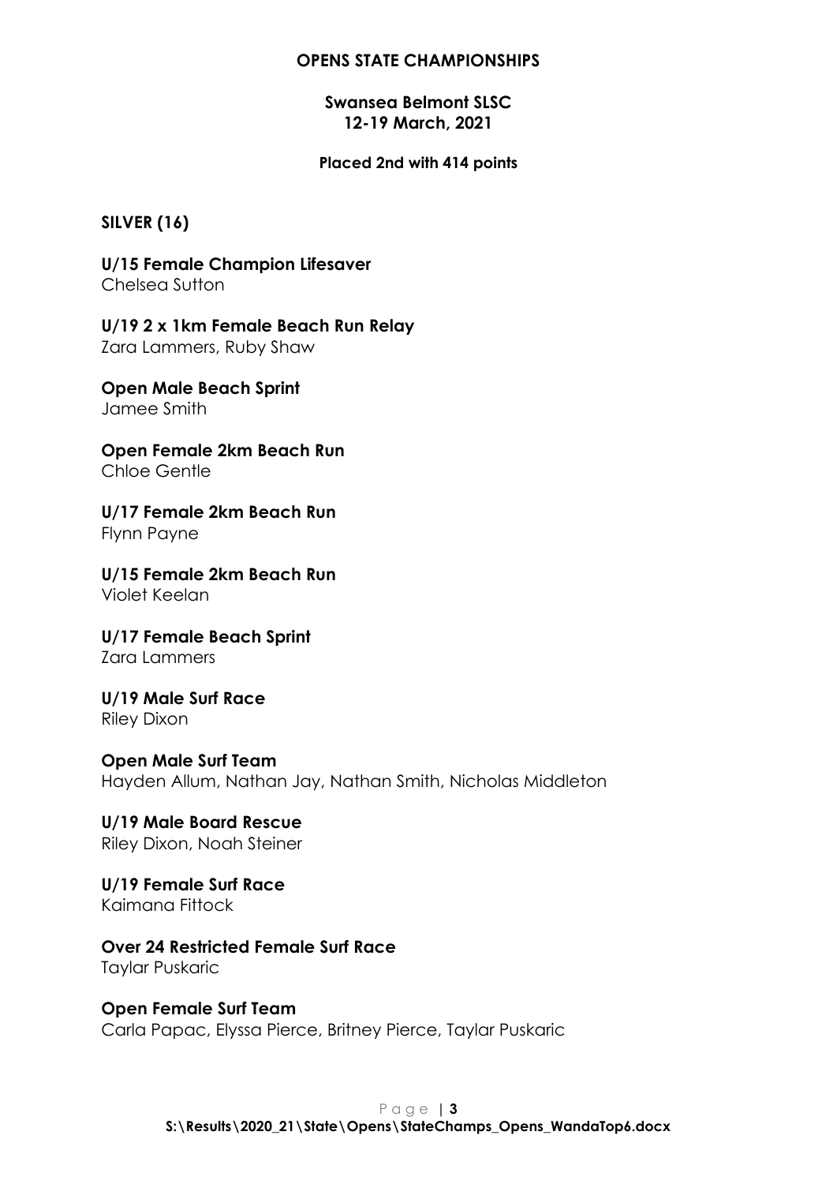**OPENS STATE CHAMPIONSHIPS**

**Swansea Belmont SLSC**
**12-19 March, 2021**

**Placed 2nd with 414 points**

**SILVER (16)**

**U/15 Female Champion Lifesaver**
Chelsea Sutton

**U/19 2 x 1km Female Beach Run Relay**
Zara Lammers, Ruby Shaw

**Open Male Beach Sprint**
Jamee Smith

**Open Female 2km Beach Run**
Chloe Gentle

**U/17 Female 2km Beach Run**
Flynn Payne

**U/15 Female 2km Beach Run**
Violet Keelan

**U/17 Female Beach Sprint**
Zara Lammers

**U/19 Male Surf Race**
Riley Dixon

**Open Male Surf Team**
Hayden Allum, Nathan Jay, Nathan Smith, Nicholas Middleton

**U/19 Male Board Rescue**
Riley Dixon, Noah Steiner

**U/19 Female Surf Race**
Kaimana Fittock

**Over 24 Restricted Female Surf Race**
Taylar Puskaric

**Open Female Surf Team**
Carla Papac, Elyssa Pierce, Britney Pierce, Taylar Puskaric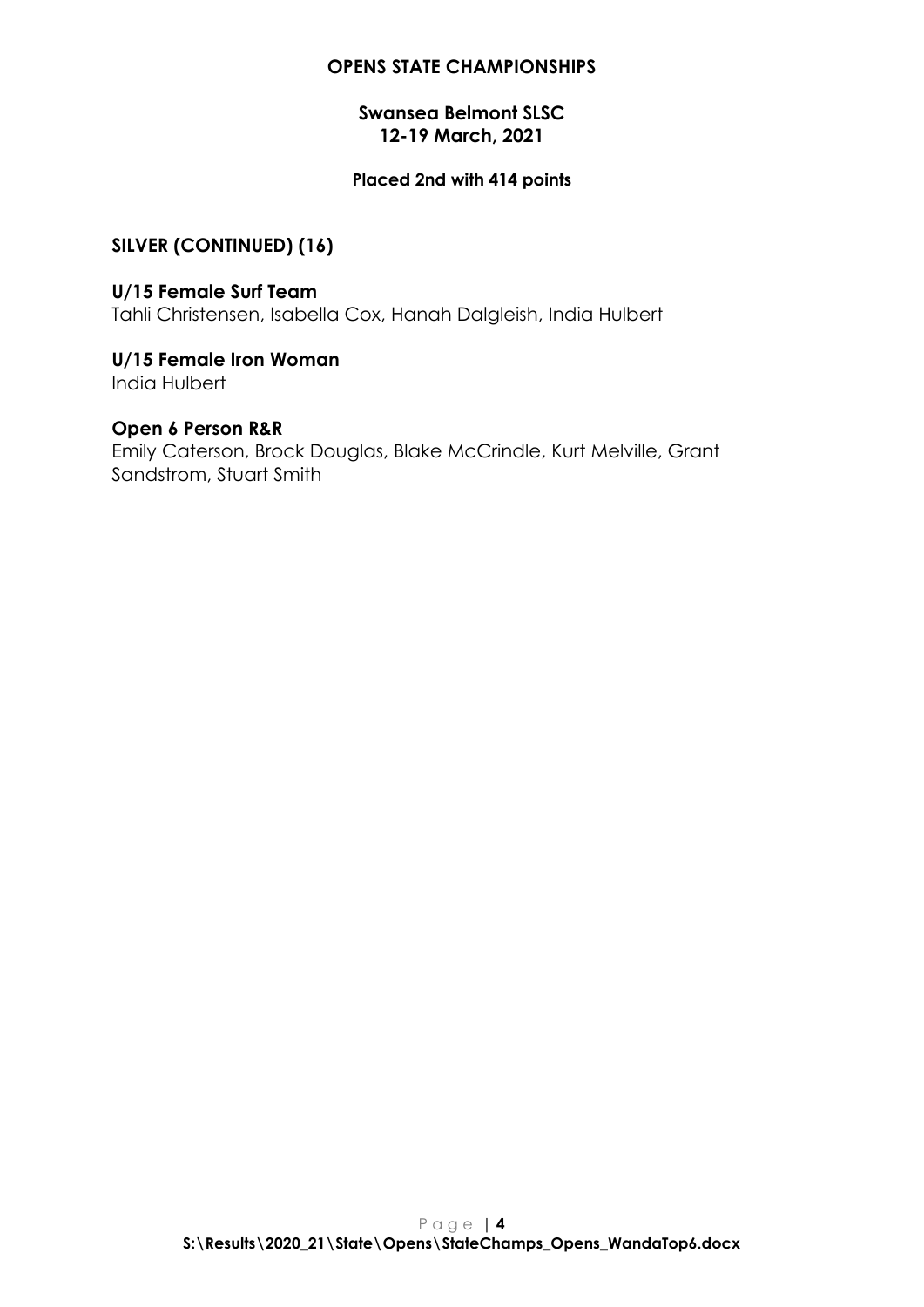**OPENS STATE CHAMPIONSHIPS**

**Swansea Belmont SLSC**
**12-19 March, 2021**

**Placed 2nd with 414 points**

## SILVER (CONTINUED) (16)

### U/15 Female Surf Team
Tahli Christensen, Isabella Cox, Hanah Dalgleish, India Hulbert

### U/15 Female Iron Woman
India Hulbert

### Open 6 Person R&R
Emily Caterson, Brock Douglas, Blake McCrindle, Kurt Melville, Grant Sandstrom, Stuart Smith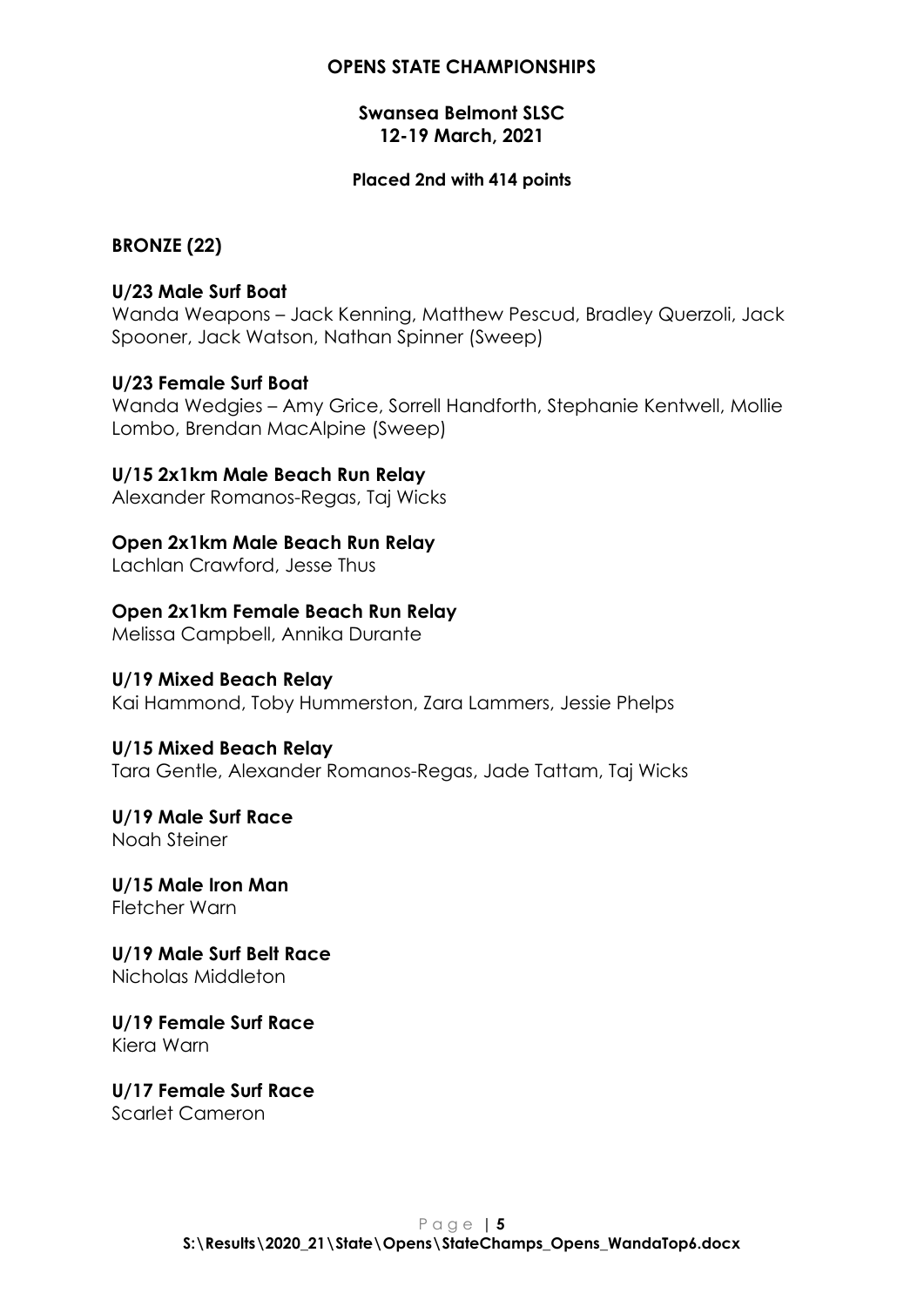# OPENS STATE CHAMPIONSHIPS

**Swansea Belmont SLSC**
**12-19 March, 2021**

**Placed 2nd with 414 points**

## BRONZE (22)

**U/23 Male Surf Boat**
Wanda Weapons – Jack Kenning, Matthew Pescud, Bradley Querzoli, Jack Spooner, Jack Watson, Nathan Spinner (Sweep)

**U/23 Female Surf Boat**
Wanda Wedgies – Amy Grice, Sorrell Handforth, Stephanie Kentwell, Mollie Lombo, Brendan MacAlpine (Sweep)

**U/15 2x1km Male Beach Run Relay**
Alexander Romanos-Regas, Taj Wicks

**Open 2x1km Male Beach Run Relay**
Lachlan Crawford, Jesse Thus

**Open 2x1km Female Beach Run Relay**
Melissa Campbell, Annika Durante

**U/19 Mixed Beach Relay**
Kai Hammond, Toby Hummerston, Zara Lammers, Jessie Phelps

**U/15 Mixed Beach Relay**
Tara Gentle, Alexander Romanos-Regas, Jade Tattam, Taj Wicks

**U/19 Male Surf Race**
Noah Steiner

**U/15 Male Iron Man**
Fletcher Warn

**U/19 Male Surf Belt Race**
Nicholas Middleton

**U/19 Female Surf Race**
Kiera Warn

**U/17 Female Surf Race**
Scarlet Cameron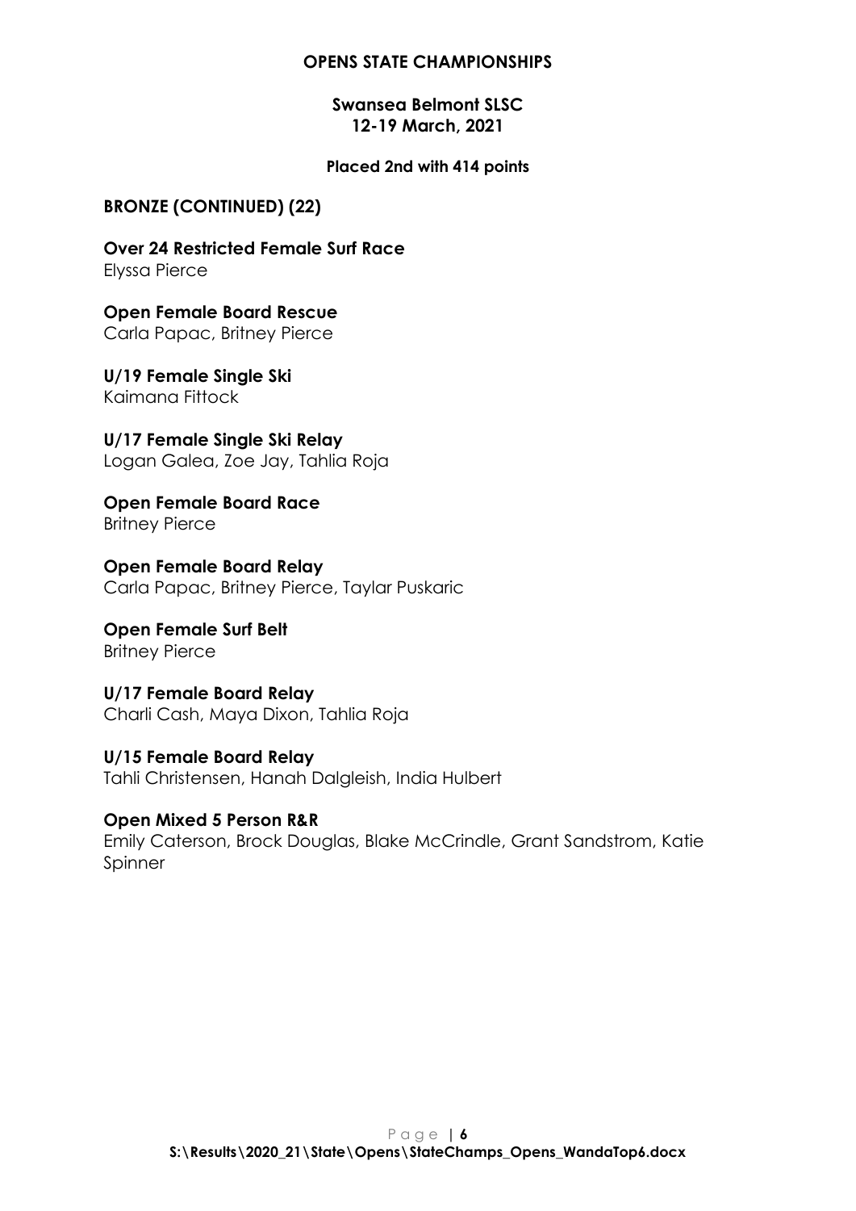## OPENS STATE CHAMPIONSHIPS

### Swansea Belmont SLSC
### 12-19 March, 2021

**Placed 2nd with 414 points**

### BRONZE (CONTINUED) (22)

**Over 24 Restricted Female Surf Race**
Elyssa Pierce

**Open Female Board Rescue**
Carla Papac, Britney Pierce

**U/19 Female Single Ski**
Kaimana Fittock

**U/17 Female Single Ski Relay**
Logan Galea, Zoe Jay, Tahlia Roja

**Open Female Board Race**
Britney Pierce

**Open Female Board Relay**
Carla Papac, Britney Pierce, Taylar Puskaric

**Open Female Surf Belt**
Britney Pierce

**U/17 Female Board Relay**
Charli Cash, Maya Dixon, Tahlia Roja

**U/15 Female Board Relay**
Tahli Christensen, Hanah Dalgleish, India Hulbert

**Open Mixed 5 Person R&R**
Emily Caterson, Brock Douglas, Blake McCrindle, Grant Sandstrom, Katie Spinner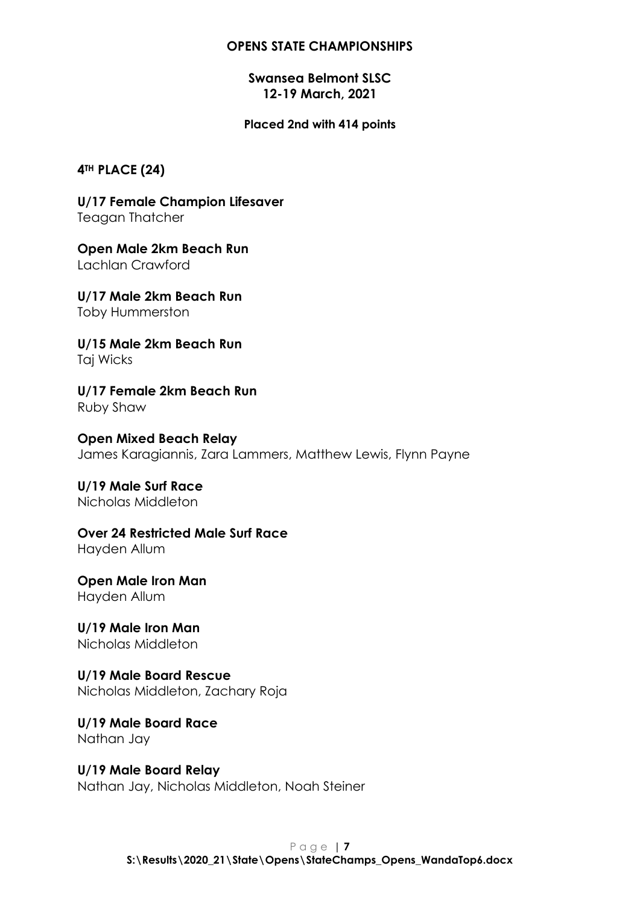**OPENS STATE CHAMPIONSHIPS**

**Swansea Belmont SLSC**
**12-19 March, 2021**

**Placed 2nd with 414 points**

## 4TH PLACE (24)

**U/17 Female Champion Lifesaver**
Teagan Thatcher

**Open Male 2km Beach Run**
Lachlan Crawford

**U/17 Male 2km Beach Run**
Toby Hummerston

**U/15 Male 2km Beach Run**
Taj Wicks

**U/17 Female 2km Beach Run**
Ruby Shaw

**Open Mixed Beach Relay**
James Karagiannis, Zara Lammers, Matthew Lewis, Flynn Payne

**U/19 Male Surf Race**
Nicholas Middleton

**Over 24 Restricted Male Surf Race**
Hayden Allum

**Open Male Iron Man**
Hayden Allum

**U/19 Male Iron Man**
Nicholas Middleton

**U/19 Male Board Rescue**
Nicholas Middleton, Zachary Roja

**U/19 Male Board Race**
Nathan Jay

**U/19 Male Board Relay**
Nathan Jay, Nicholas Middleton, Noah Steiner

**S:\Results\2020_21\State\Opens\StateChamps_Opens_WandaTop6.docx**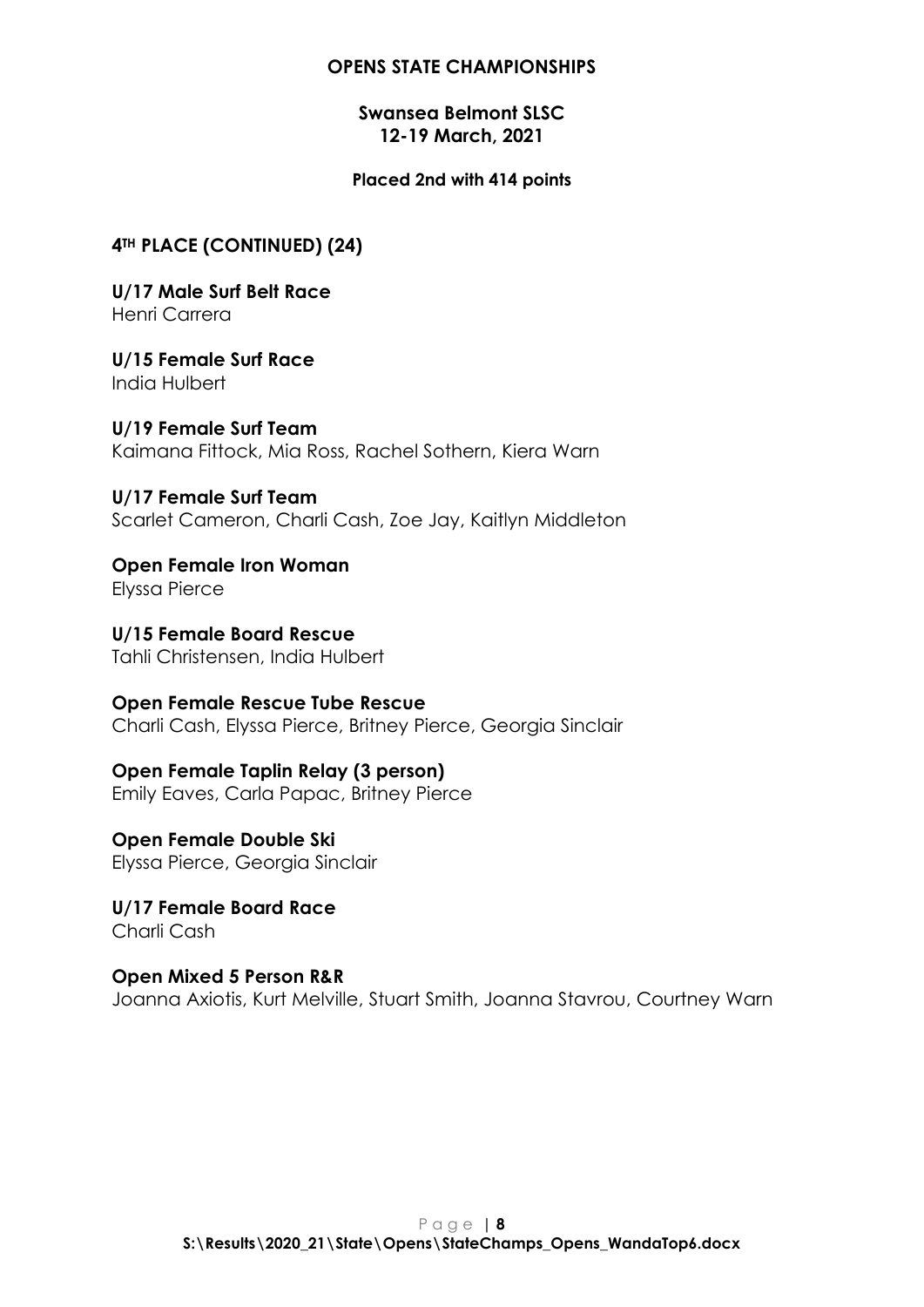**OPENS STATE CHAMPIONSHIPS**

**Swansea Belmont SLSC**
**12-19 March, 2021**

**Placed 2nd with 414 points**

## 4TH PLACE (CONTINUED) (24)

**U/17 Male Surf Belt Race**
Henri Carrera

**U/15 Female Surf Race**
India Hulbert

**U/19 Female Surf Team**
Kaimana Fittock, Mia Ross, Rachel Sothern, Kiera Warn

**U/17 Female Surf Team**
Scarlet Cameron, Charli Cash, Zoe Jay, Kaitlyn Middleton

**Open Female Iron Woman**
Elyssa Pierce

**U/15 Female Board Rescue**
Tahli Christensen, India Hulbert

**Open Female Rescue Tube Rescue**
Charli Cash, Elyssa Pierce, Britney Pierce, Georgia Sinclair

**Open Female Taplin Relay (3 person)**
Emily Eaves, Carla Papac, Britney Pierce

**Open Female Double Ski**
Elyssa Pierce, Georgia Sinclair

**U/17 Female Board Race**
Charli Cash

**Open Mixed 5 Person R&R**
Joanna Axiotis, Kurt Melville, Stuart Smith, Joanna Stavrou, Courtney Warn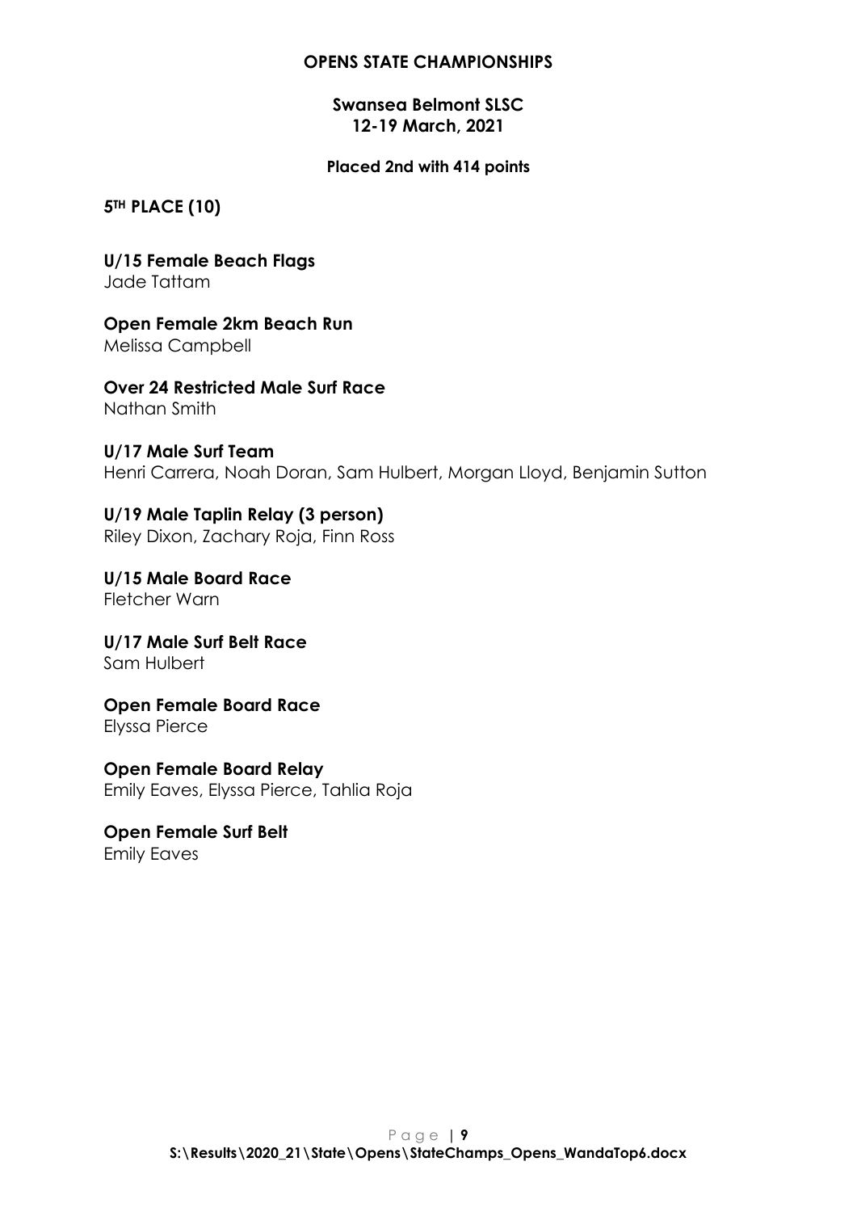**OPENS STATE CHAMPIONSHIPS**

**Swansea Belmont SLSC**
**12-19 March, 2021**

**Placed 2nd with 414 points**

**5TH PLACE (10)**

**U/15 Female Beach Flags**
Jade Tattam

**Open Female 2km Beach Run**
Melissa Campbell

**Over 24 Restricted Male Surf Race**
Nathan Smith

**U/17 Male Surf Team**
Henri Carrera, Noah Doran, Sam Hulbert, Morgan Lloyd, Benjamin Sutton

**U/19 Male Taplin Relay (3 person)**
Riley Dixon, Zachary Roja, Finn Ross

**U/15 Male Board Race**
Fletcher Warn

**U/17 Male Surf Belt Race**
Sam Hulbert

**Open Female Board Race**
Elyssa Pierce

**Open Female Board Relay**
Emily Eaves, Elyssa Pierce, Tahlia Roja

**Open Female Surf Belt**
Emily Eaves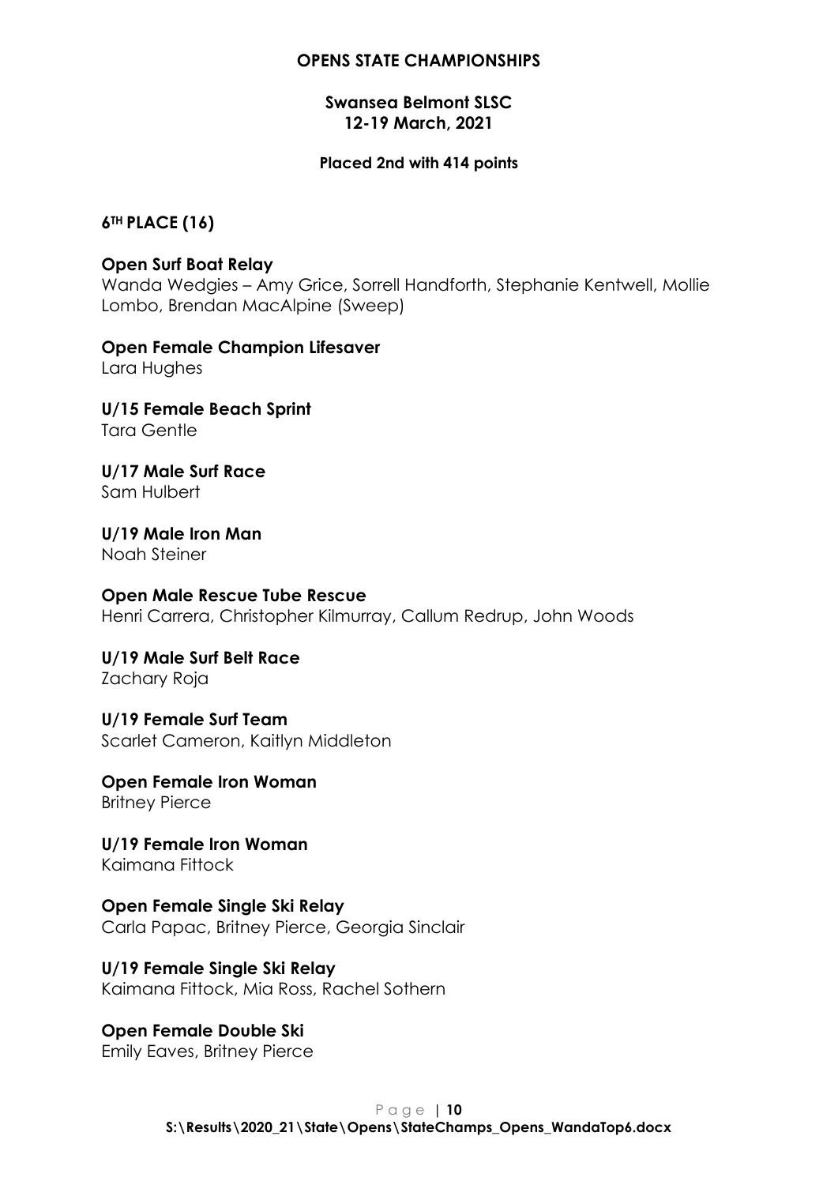**OPENS STATE CHAMPIONSHIPS**

**Swansea Belmont SLSC**
**12-19 March, 2021**

**Placed 2nd with 414 points**

**6TH PLACE (16)**

**Open Surf Boat Relay**
Wanda Wedgies – Amy Grice, Sorrell Handforth, Stephanie Kentwell, Mollie Lombo, Brendan MacAlpine (Sweep)

**Open Female Champion Lifesaver**
Lara Hughes

**U/15 Female Beach Sprint**
Tara Gentle

**U/17 Male Surf Race**
Sam Hulbert

**U/19 Male Iron Man**
Noah Steiner

**Open Male Rescue Tube Rescue**
Henri Carrera, Christopher Kilmurray, Callum Redrup, John Woods

**U/19 Male Surf Belt Race**
Zachary Roja

**U/19 Female Surf Team**
Scarlet Cameron, Kaitlyn Middleton

**Open Female Iron Woman**
Britney Pierce

**U/19 Female Iron Woman**
Kaimana Fittock

**Open Female Single Ski Relay**
Carla Papac, Britney Pierce, Georgia Sinclair

**U/19 Female Single Ski Relay**
Kaimana Fittock, Mia Ross, Rachel Sothern

**Open Female Double Ski**
Emily Eaves, Britney Pierce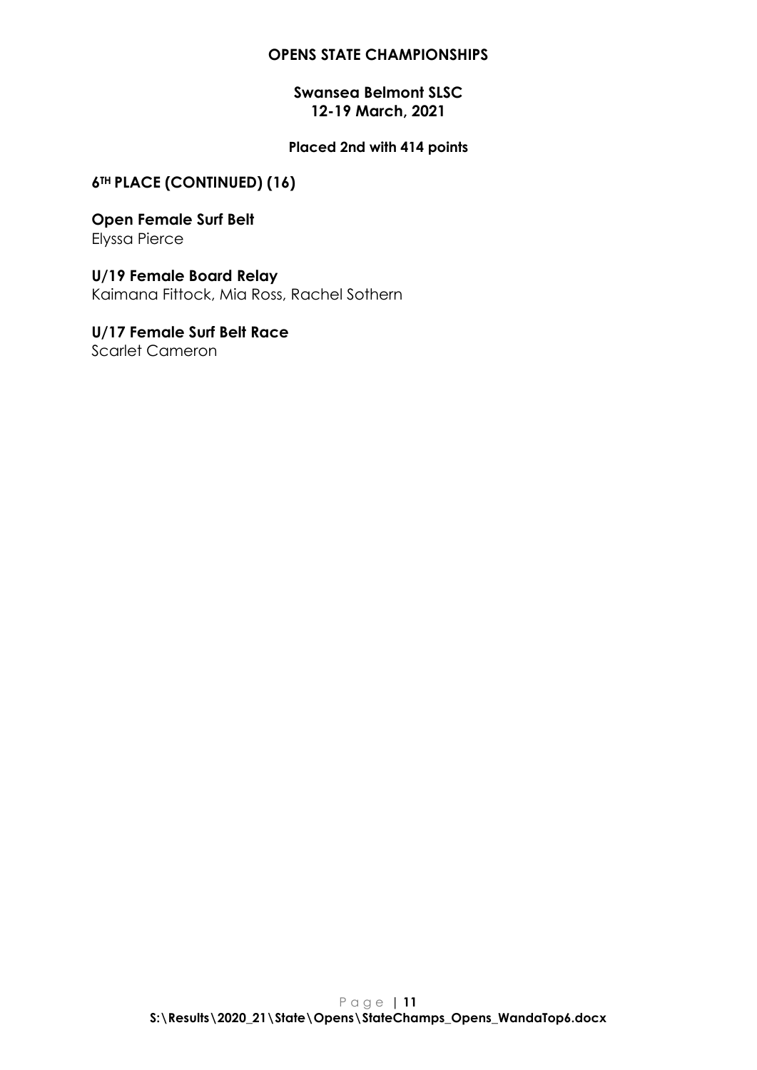**OPENS STATE CHAMPIONSHIPS**

**Swansea Belmont SLSC**
**12-19 March, 2021**

**Placed 2nd with 414 points**

## 6TH PLACE (CONTINUED) (16)

**Open Female Surf Belt**
Elyssa Pierce

**U/19 Female Board Relay**
Kaimana Fittock, Mia Ross, Rachel Sothern

**U/17 Female Surf Belt Race**
Scarlet Cameron